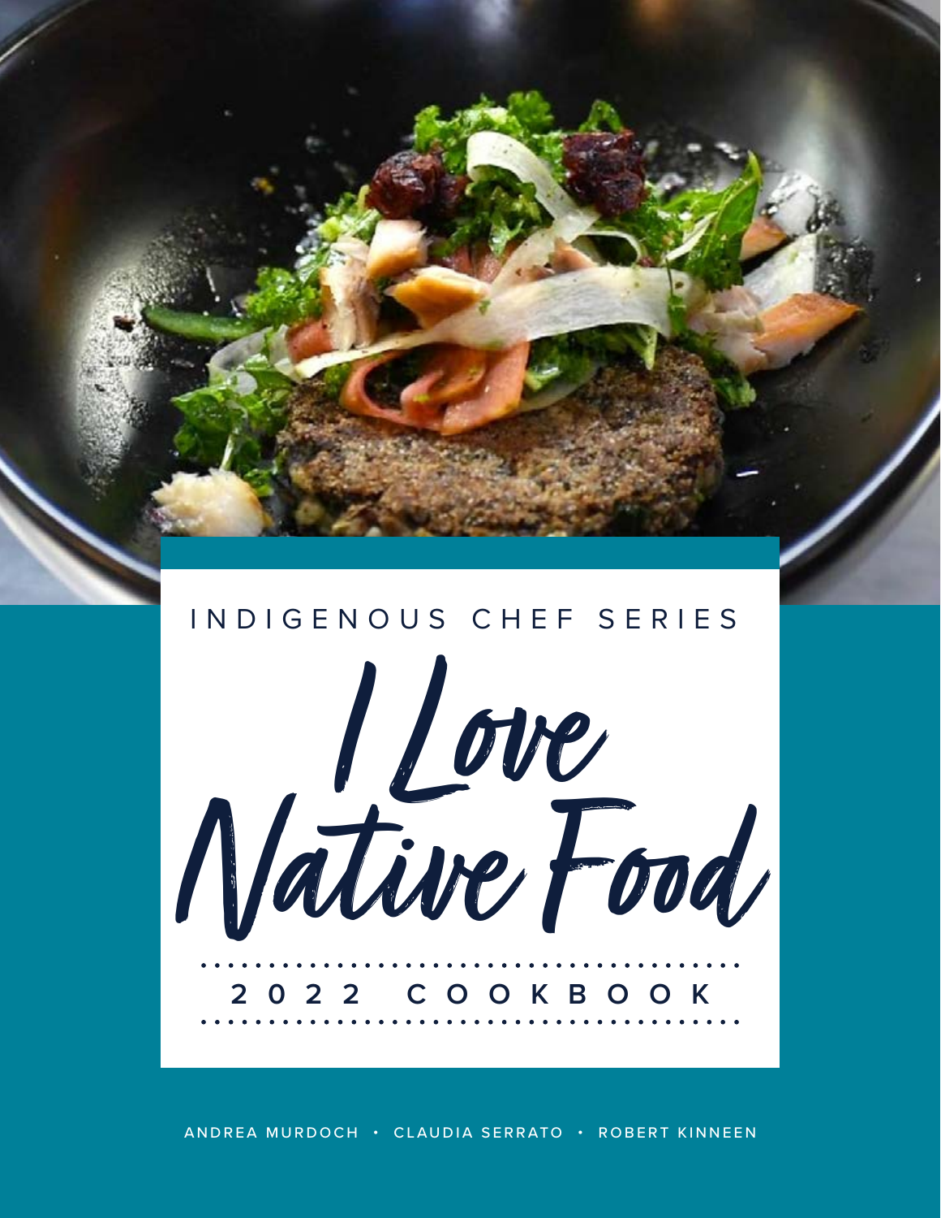INDIGENOUS CHEF SERIES

# I Love Native Food

2022 COOKBOOK

ANDREA MURDOCH • CLAUDIA SERRATO • ROBERT KINNEEN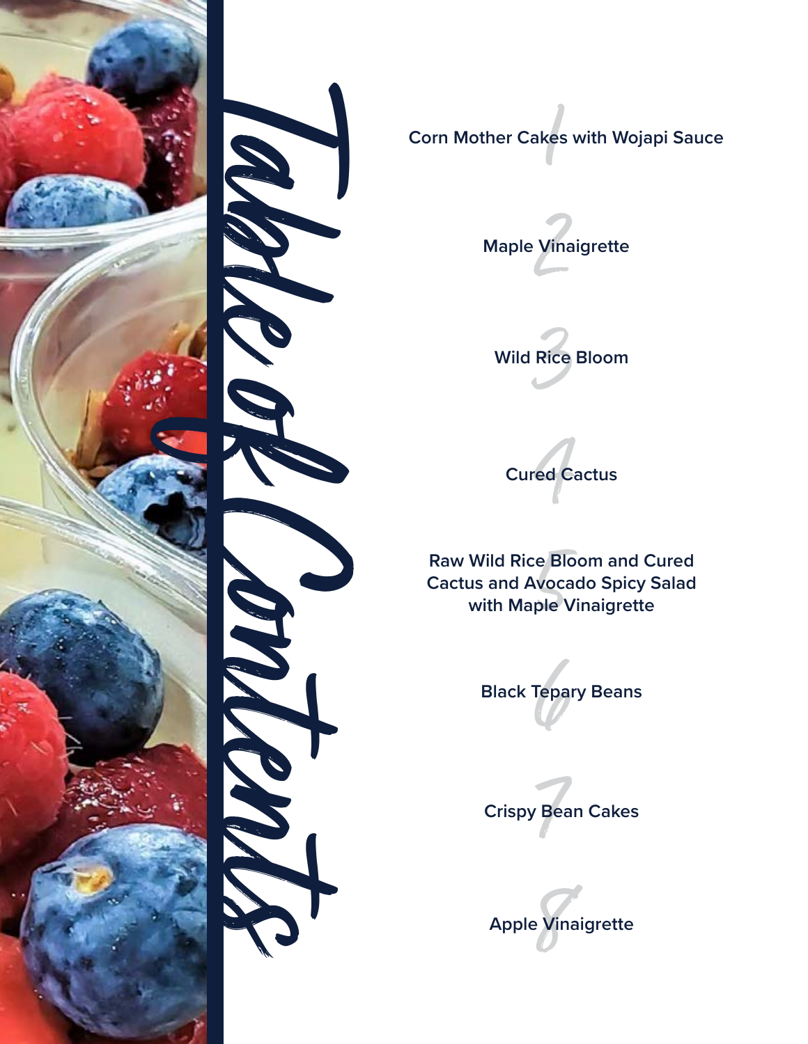# Table of Contents

1. Corn Mother Cakes with Wojapi Sauce
2. Maple Vinaigrette
3. Wild Rice Bloom
4. Cured Cactus
5. Raw Wild Rice Bloom and Cured Cactus and Avocado Spicy Salad with Maple Vinaigrette
6. Black Tepary Beans
7. Crispy Bean Cakes
8. Apple Vinaigrette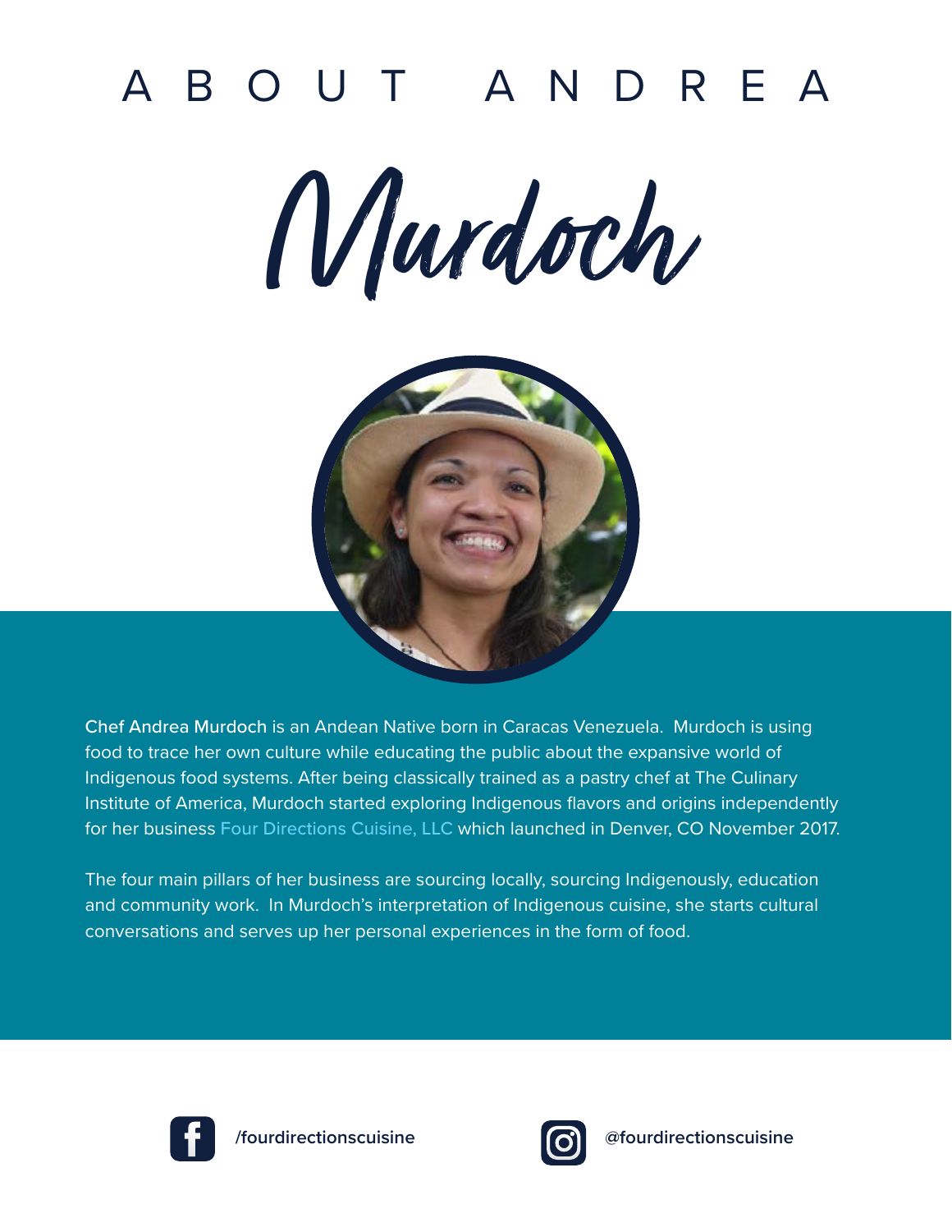# ABOUT ANDREA

# Murdoch

Chef Andrea Murdoch is an Andean Native born in Caracas Venezuela. Murdoch is using food to trace her own culture while educating the public about the expansive world of Indigenous food systems. After being classically trained as a pastry chef at The Culinary Institute of America, Murdoch started exploring Indigenous flavors and origins independently for her business Four Directions Cuisine, LLC which launched in Denver, CO November 2017.

The four main pillars of her business are sourcing locally, sourcing Indigenously, education and community work. In Murdoch's interpretation of Indigenous cuisine, she starts cultural conversations and serves up her personal experiences in the form of food.

/fourdirectionscuisine

@fourdirectionscuisine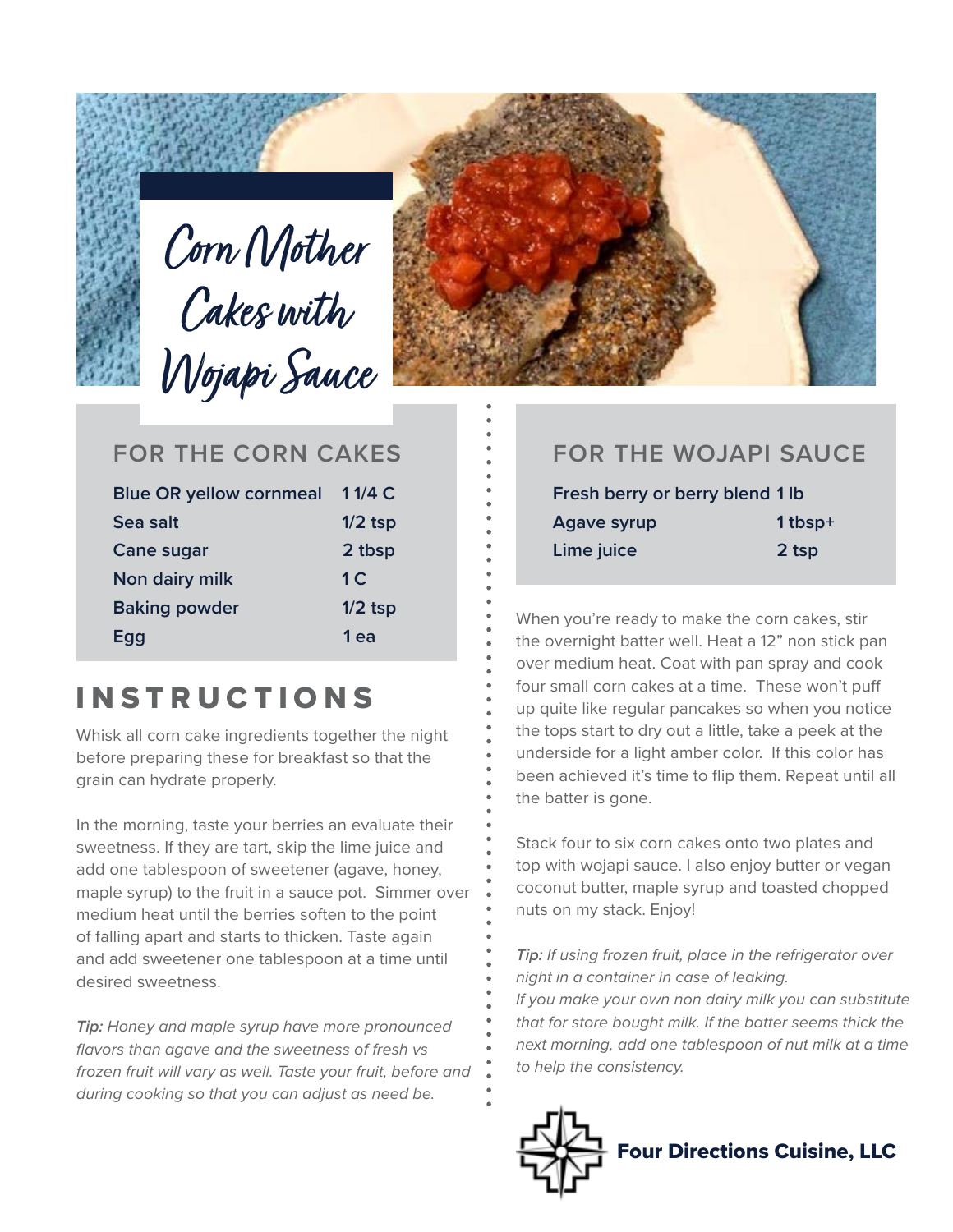# Corn Mother Cakes with Wojapi Sauce

## FOR THE CORN CAKES

| Ingredient | Amount |
| --- | --- |
| Blue OR yellow cornmeal | 1 1/4 C |
| Sea salt | 1/2 tsp |
| Cane sugar | 2 tbsp |
| Non dairy milk | 1 C |
| Baking powder | 1/2 tsp |
| Egg | 1 ea |

## FOR THE WOJAPI SAUCE

| Ingredient | Amount |
| --- | --- |
| Fresh berry or berry blend | 1 lb |
| Agave syrup | 1 tbsp+ |
| Lime juice | 2 tsp |

## INSTRUCTIONS

Whisk all corn cake ingredients together the night before preparing these for breakfast so that the grain can hydrate properly.

In the morning, taste your berries an evaluate their sweetness. If they are tart, skip the lime juice and add one tablespoon of sweetener (agave, honey, maple syrup) to the fruit in a sauce pot. Simmer over medium heat until the berries soften to the point of falling apart and starts to thicken. Taste again and add sweetener one tablespoon at a time until desired sweetness.

***Tip:*** *Honey and maple syrup have more pronounced flavors than agave and the sweetness of fresh vs frozen fruit will vary as well. Taste your fruit, before and during cooking so that you can adjust as need be.*

When you're ready to make the corn cakes, stir the overnight batter well. Heat a 12" non stick pan over medium heat. Coat with pan spray and cook four small corn cakes at a time. These won't puff up quite like regular pancakes so when you notice the tops start to dry out a little, take a peek at the underside for a light amber color. If this color has been achieved it's time to flip them. Repeat until all the batter is gone.

Stack four to six corn cakes onto two plates and top with wojapi sauce. I also enjoy butter or vegan coconut butter, maple syrup and toasted chopped nuts on my stack. Enjoy!

***Tip:*** *If using frozen fruit, place in the refrigerator over night in a container in case of leaking.*
*If you make your own non dairy milk you can substitute that for store bought milk. If the batter seems thick the next morning, add one tablespoon of nut milk at a time to help the consistency.*

**Four Directions Cuisine, LLC**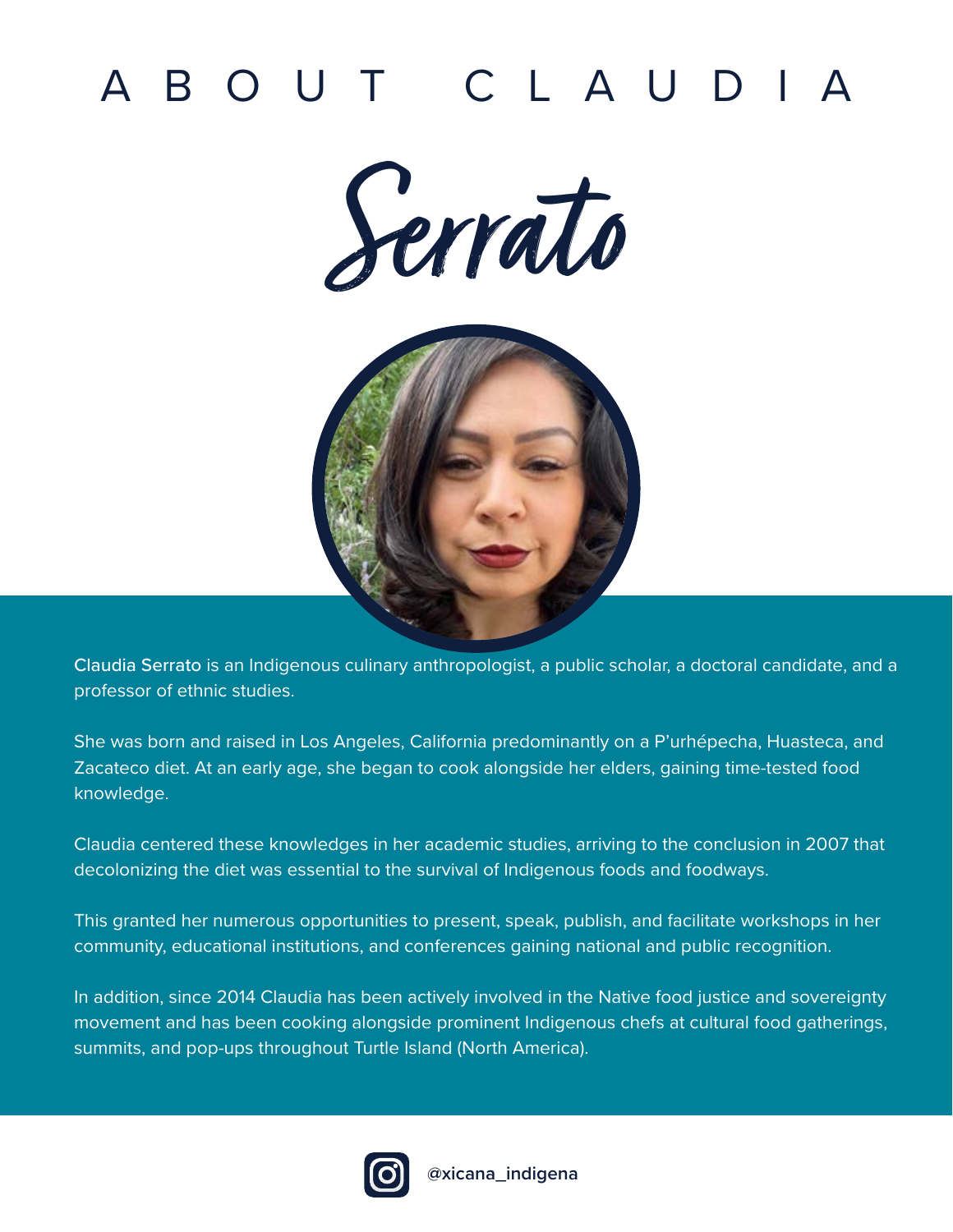# ABOUT CLAUDIA

## Serrato

**Claudia Serrato** is an Indigenous culinary anthropologist, a public scholar, a doctoral candidate, and a professor of ethnic studies.

She was born and raised in Los Angeles, California predominantly on a P'urhépecha, Huasteca, and Zacateco diet. At an early age, she began to cook alongside her elders, gaining time-tested food knowledge.

Claudia centered these knowledges in her academic studies, arriving to the conclusion in 2007 that decolonizing the diet was essential to the survival of Indigenous foods and foodways.

This granted her numerous opportunities to present, speak, publish, and facilitate workshops in her community, educational institutions, and conferences gaining national and public recognition.

In addition, since 2014 Claudia has been actively involved in the Native food justice and sovereignty movement and has been cooking alongside prominent Indigenous chefs at cultural food gatherings, summits, and pop-ups throughout Turtle Island (North America).

@xicana_indigena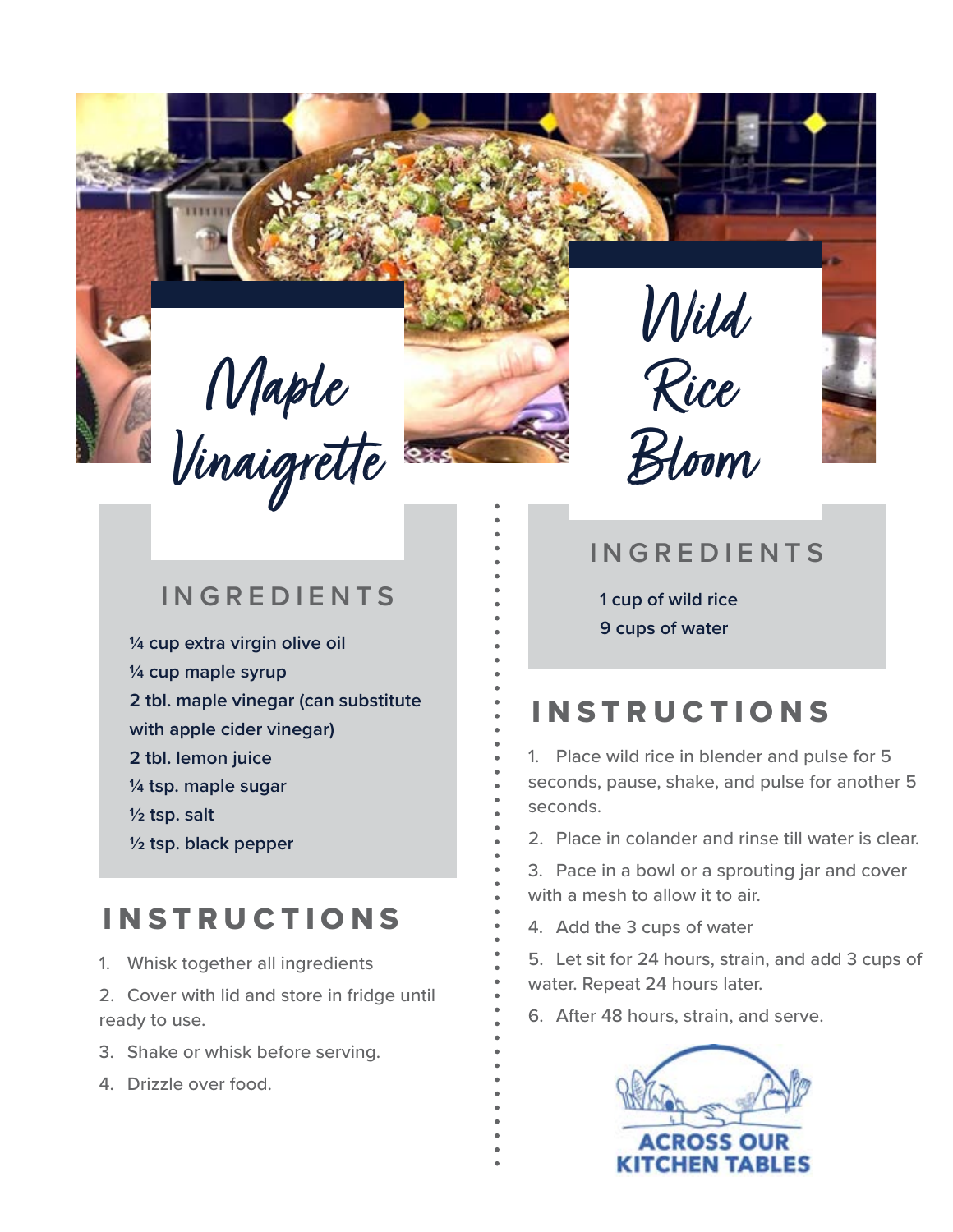# Maple Vinaigrette

## INGREDIENTS

¼ cup extra virgin olive oil
¼ cup maple syrup
2 tbl. maple vinegar (can substitute with apple cider vinegar)
2 tbl. lemon juice
¼ tsp. maple sugar
½ tsp. salt
½ tsp. black pepper

## INSTRUCTIONS

1. Whisk together all ingredients
2. Cover with lid and store in fridge until ready to use.
3. Shake or whisk before serving.
4. Drizzle over food.

# Wild Rice Bloom

## INGREDIENTS

1 cup of wild rice
9 cups of water

## INSTRUCTIONS

1. Place wild rice in blender and pulse for 5 seconds, pause, shake, and pulse for another 5 seconds.
2. Place in colander and rinse till water is clear.
3. Pace in a bowl or a sprouting jar and cover with a mesh to allow it to air.
4. Add the 3 cups of water
5. Let sit for 24 hours, strain, and add 3 cups of water. Repeat 24 hours later.
6. After 48 hours, strain, and serve.

ACROSS OUR KITCHEN TABLES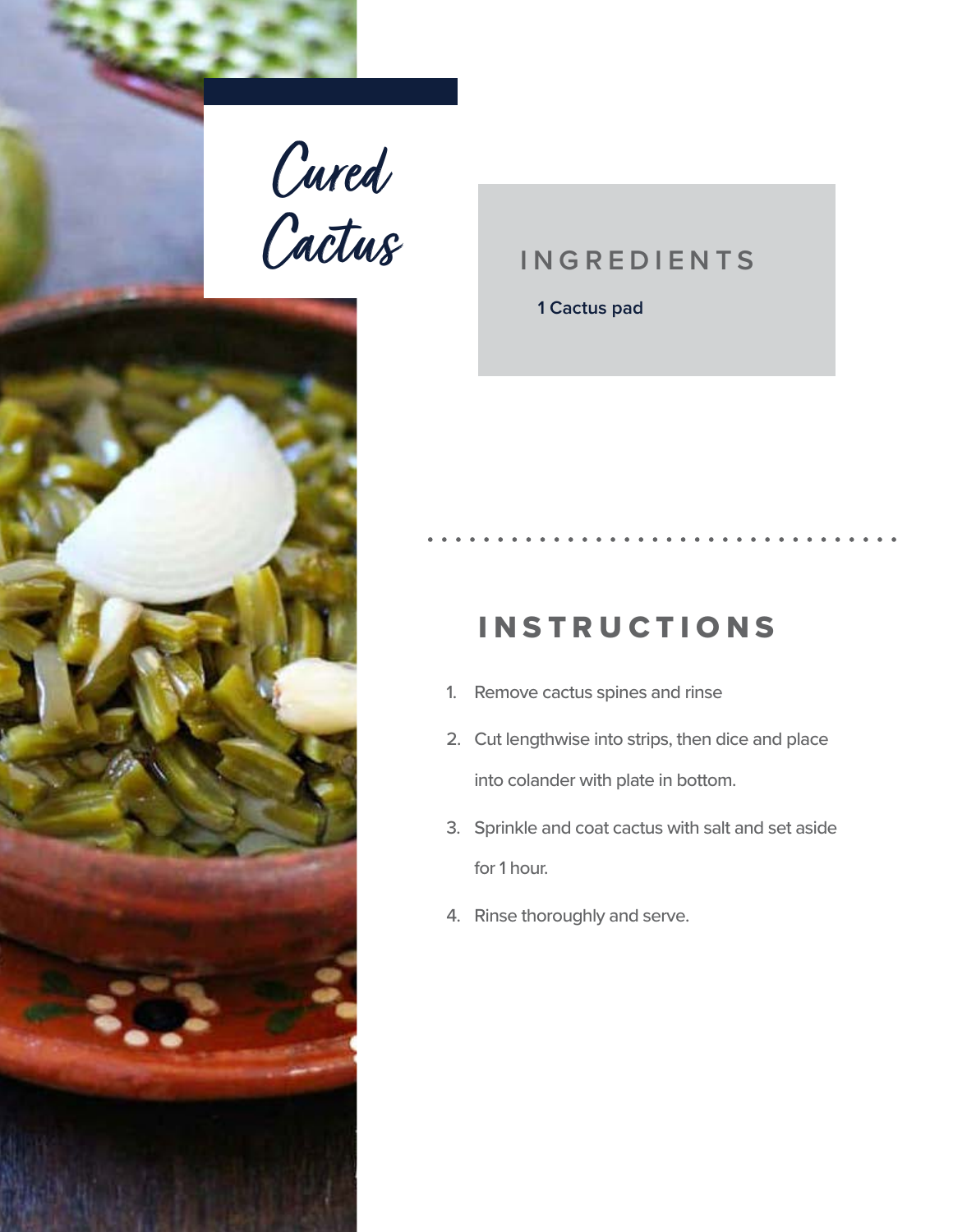# Cured Cactus

## INGREDIENTS

- 1 Cactus pad

## INSTRUCTIONS

1. Remove cactus spines and rinse
2. Cut lengthwise into strips, then dice and place into colander with plate in bottom.
3. Sprinkle and coat cactus with salt and set aside for 1 hour.
4. Rinse thoroughly and serve.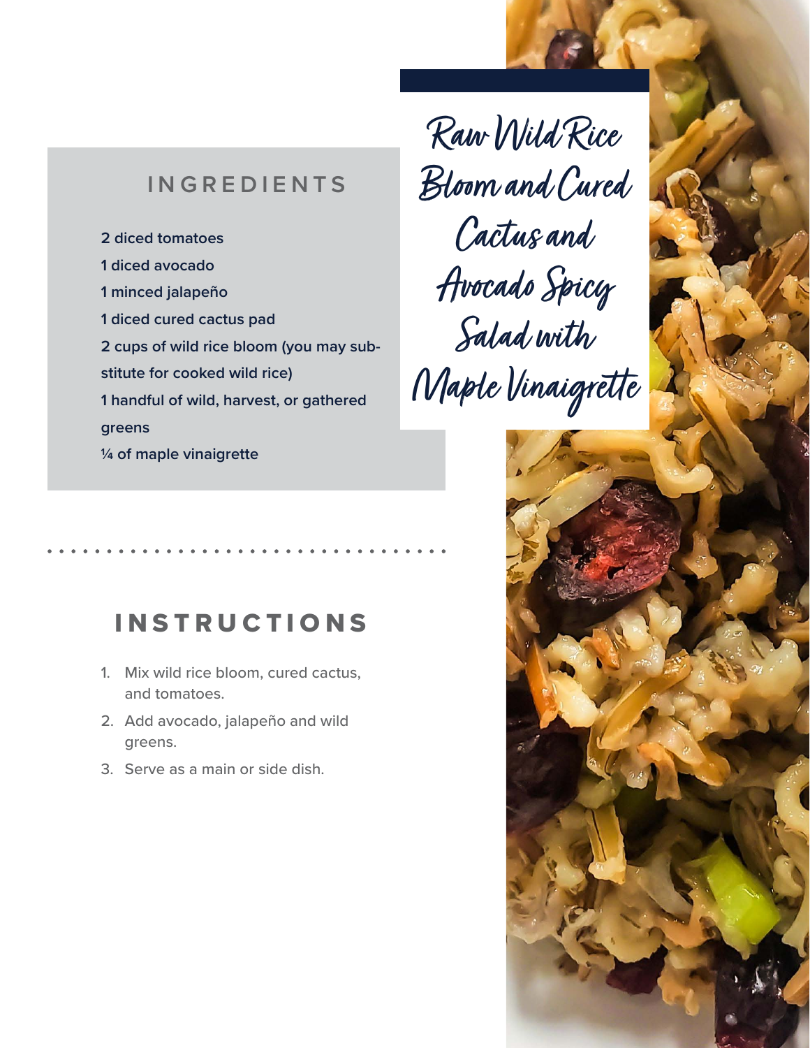# Raw Wild Rice Bloom and Cured Cactus and Avocado Spicy Salad with Maple Vinaigrette

## INGREDIENTS

- 2 diced tomatoes
- 1 diced avocado
- 1 minced jalapeño
- 1 diced cured cactus pad
- 2 cups of wild rice bloom (you may substitute for cooked wild rice)
- 1 handful of wild, harvest, or gathered greens
- ¼ of maple vinaigrette

## INSTRUCTIONS

1. Mix wild rice bloom, cured cactus, and tomatoes.
2. Add avocado, jalapeño and wild greens.
3. Serve as a main or side dish.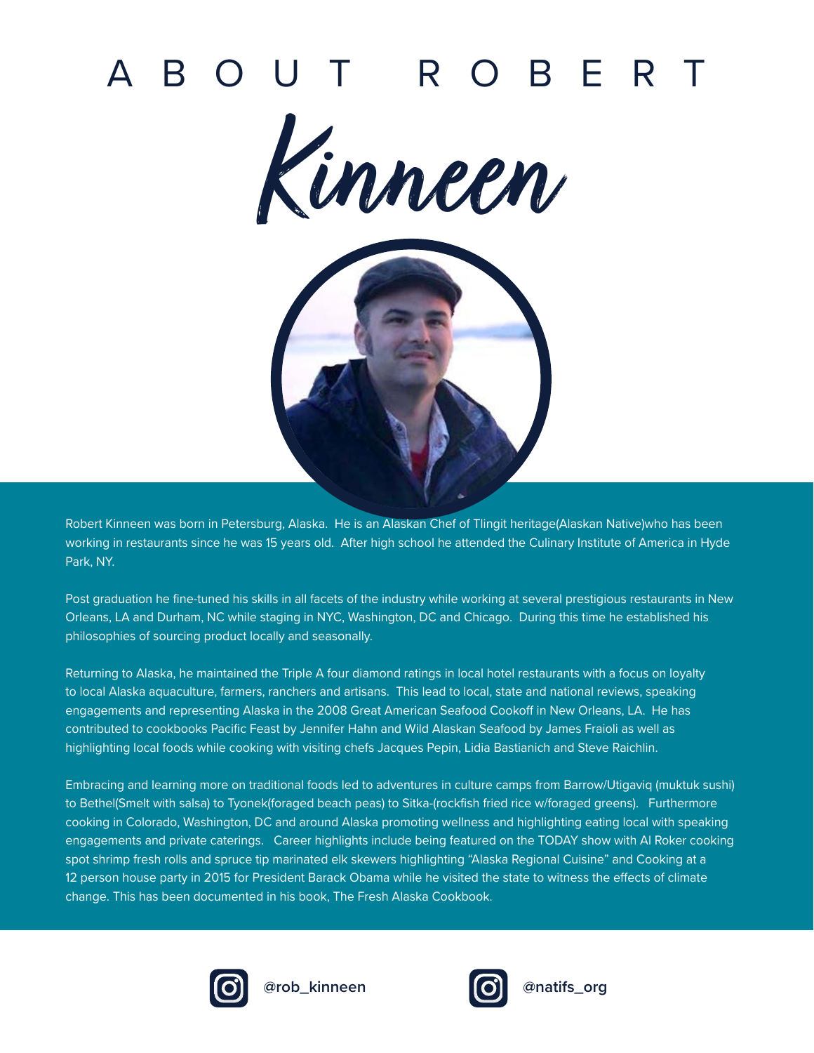# ABOUT ROBERT *Kinneen*

Robert Kinneen was born in Petersburg, Alaska. He is an Alaskan Chef of Tlingit heritage(Alaskan Native)who has been working in restaurants since he was 15 years old. After high school he attended the Culinary Institute of America in Hyde Park, NY.

Post graduation he fine-tuned his skills in all facets of the industry while working at several prestigious restaurants in New Orleans, LA and Durham, NC while staging in NYC, Washington, DC and Chicago. During this time he established his philosophies of sourcing product locally and seasonally.

Returning to Alaska, he maintained the Triple A four diamond ratings in local hotel restaurants with a focus on loyalty to local Alaska aquaculture, farmers, ranchers and artisans. This lead to local, state and national reviews, speaking engagements and representing Alaska in the 2008 Great American Seafood Cookoff in New Orleans, LA. He has contributed to cookbooks Pacific Feast by Jennifer Hahn and Wild Alaskan Seafood by James Fraioli as well as highlighting local foods while cooking with visiting chefs Jacques Pepin, Lidia Bastianich and Steve Raichlin.

Embracing and learning more on traditional foods led to adventures in culture camps from Barrow/Utigaviq (muktuk sushi) to Bethel(Smelt with salsa) to Tyonek(foraged beach peas) to Sitka-(rockfish fried rice w/foraged greens). Furthermore cooking in Colorado, Washington, DC and around Alaska promoting wellness and highlighting eating local with speaking engagements and private caterings. Career highlights include being featured on the TODAY show with Al Roker cooking spot shrimp fresh rolls and spruce tip marinated elk skewers highlighting "Alaska Regional Cuisine" and Cooking at a 12 person house party in 2015 for President Barack Obama while he visited the state to witness the effects of climate change. This has been documented in his book, The Fresh Alaska Cookbook.

**@rob_kinneen** **@natifs_org**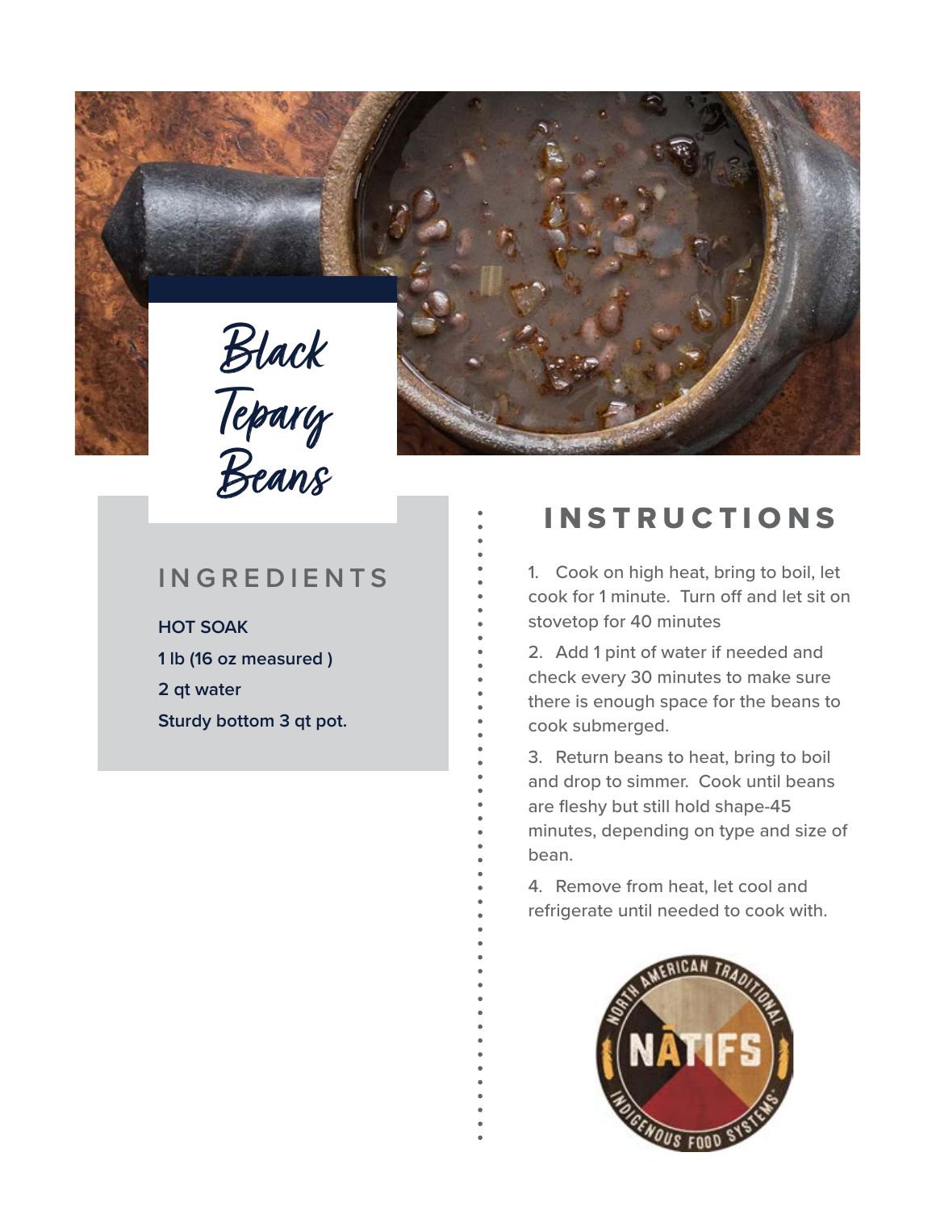# Black Tepary Beans

## INGREDIENTS

**HOT SOAK**

**1 lb (16 oz measured )**

**2 qt water**

**Sturdy bottom 3 qt pot.**

## INSTRUCTIONS

1. Cook on high heat, bring to boil, let cook for 1 minute. Turn off and let sit on stovetop for 40 minutes
2. Add 1 pint of water if needed and check every 30 minutes to make sure there is enough space for the beans to cook submerged.
3. Return beans to heat, bring to boil and drop to simmer. Cook until beans are fleshy but still hold shape-45 minutes, depending on type and size of bean.
4. Remove from heat, let cool and refrigerate until needed to cook with.

NORTH AMERICAN TRADITIONAL INDIGENOUS FOOD SYSTEMS

NĀTIFS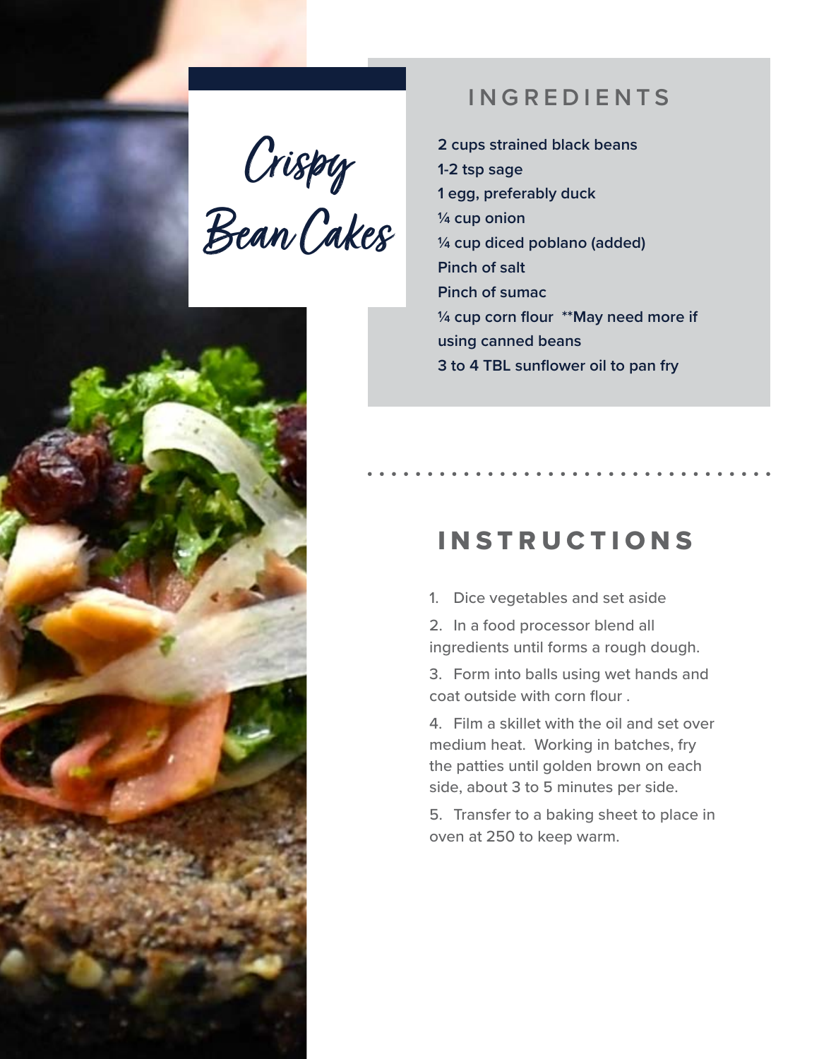# Crispy Bean Cakes

## INGREDIENTS

2 cups strained black beans
1-2 tsp sage
1 egg, preferably duck
¼ cup onion
¼ cup diced poblano (added)
Pinch of salt
Pinch of sumac
¼ cup corn flour **May need more if using canned beans
3 to 4 TBL sunflower oil to pan fry

## INSTRUCTIONS

1. Dice vegetables and set aside
2. In a food processor blend all ingredients until forms a rough dough.
3. Form into balls using wet hands and coat outside with corn flour .
4. Film a skillet with the oil and set over medium heat. Working in batches, fry the patties until golden brown on each side, about 3 to 5 minutes per side.
5. Transfer to a baking sheet to place in oven at 250 to keep warm.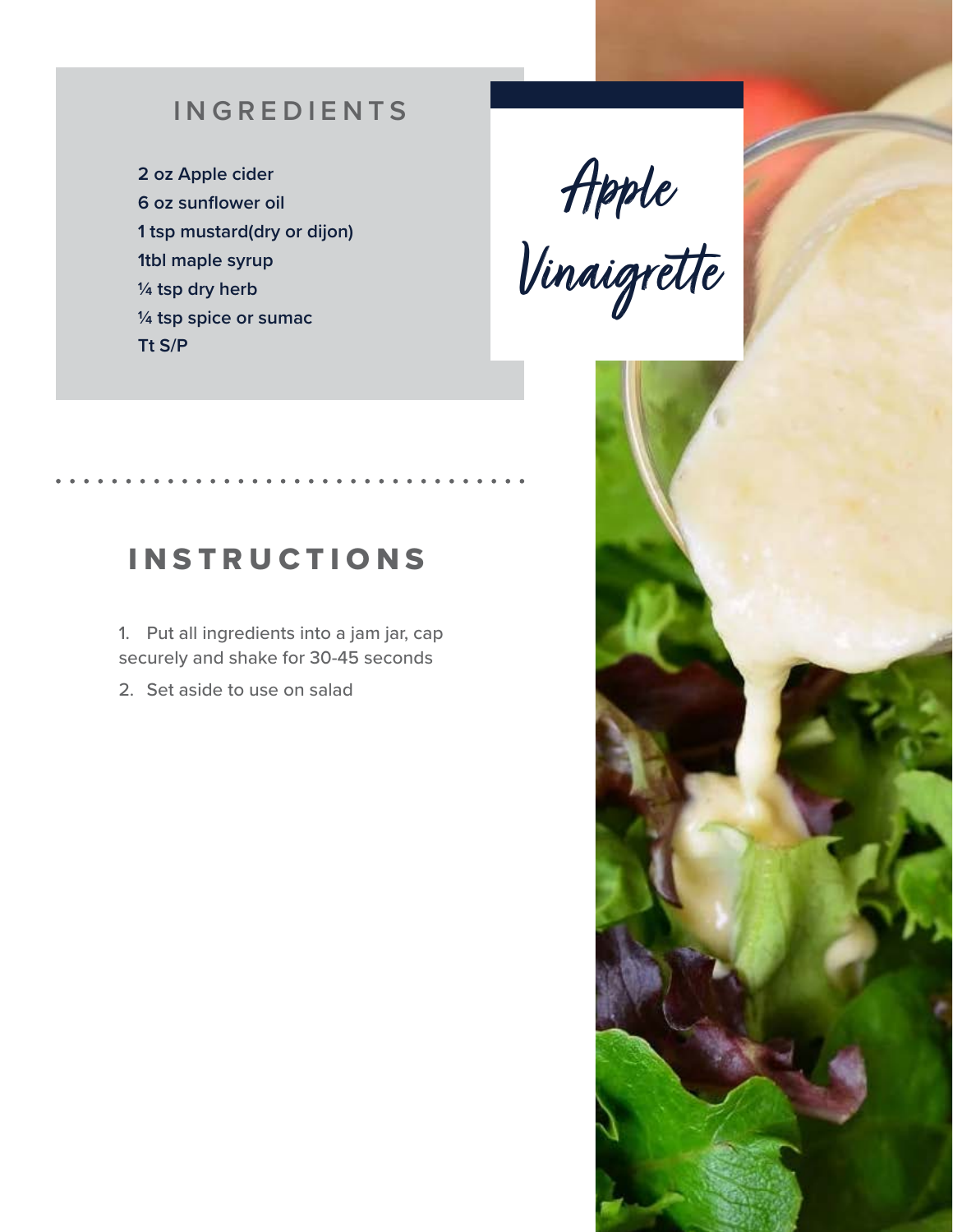# Apple Vinaigrette

## INGREDIENTS

**2 oz Apple cider**
**6 oz sunflower oil**
**1 tsp mustard(dry or dijon)**
**1tbl maple syrup**
**¼ tsp dry herb**
**¼ tsp spice or sumac**
**Tt S/P**

## INSTRUCTIONS

1. Put all ingredients into a jam jar, cap securely and shake for 30-45 seconds
2. Set aside to use on salad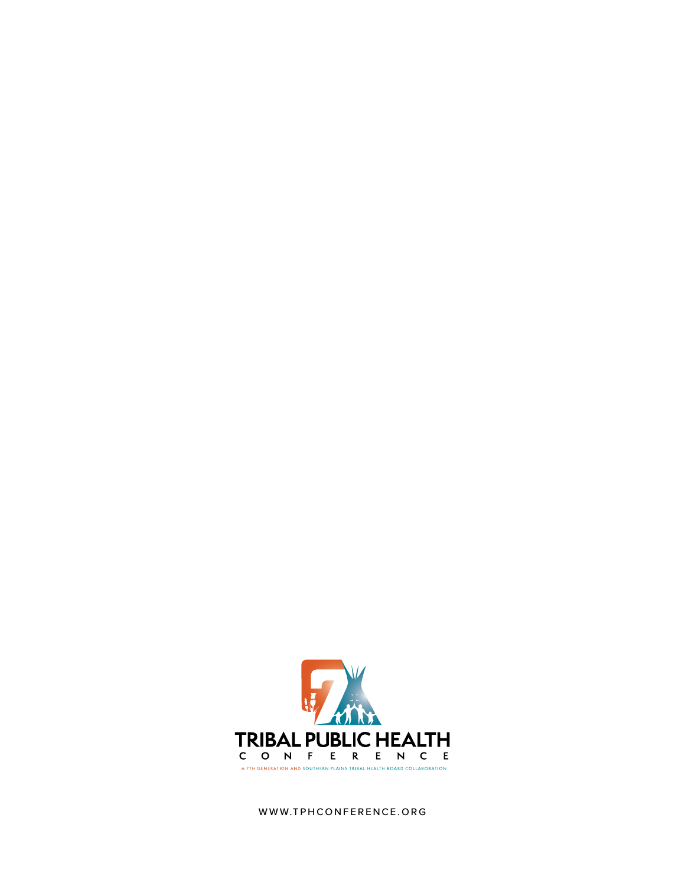TRIBAL PUBLIC HEALTH
CONFERENCE
A 7TH GENERATION AND SOUTHERN PLAINS TRIBAL HEALTH BOARD COLLABORATION

WWW.TPHCONFERENCE.ORG